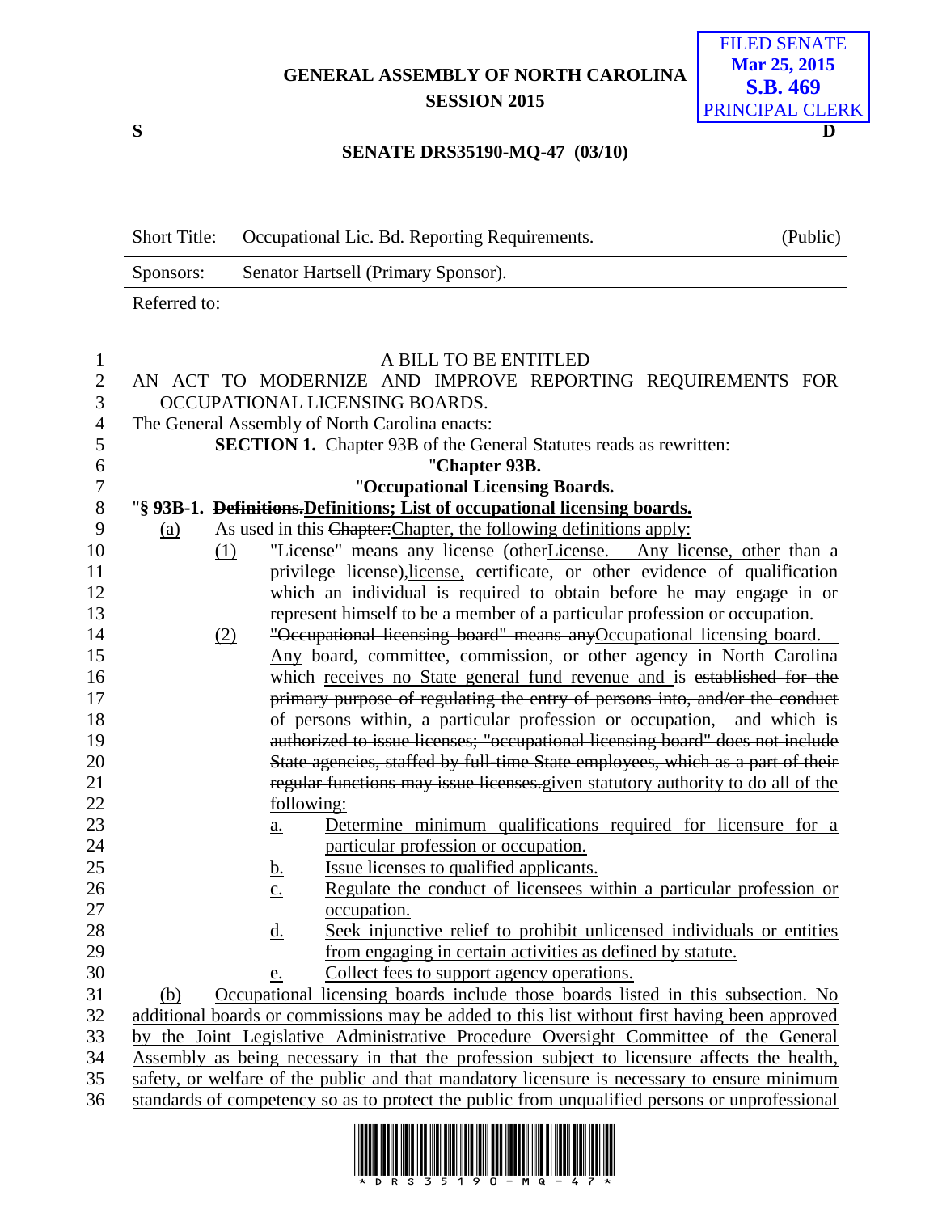GENERAL ASSEMBLY OF NORTH CAROLINA
SESSION 2015

FILED SENATE
Mar 25, 2015
S.B. 469
PRINCIPAL CLERK

S D

SENATE DRS35190-MQ-47 (03/10)

| Short Title: | Occupational Lic. Bd. Reporting Requirements. | (Public) |
|---|---|---|
| Sponsors: | Senator Hartsell (Primary Sponsor). | |
| Referred to: | | |

A BILL TO BE ENTITLED

AN ACT TO MODERNIZE AND IMPROVE REPORTING REQUIREMENTS FOR OCCUPATIONAL LICENSING BOARDS.

The General Assembly of North Carolina enacts:

**SECTION 1.** Chapter 93B of the General Statutes reads as rewritten:

"**Chapter 93B.**

"**Occupational Licensing Boards.**

"**§ 93B-1. ~~Definitions.~~Definitions; List of occupational licensing boards.**

(a) As used in this ~~Chapter:~~Chapter, the following definitions apply:

(1) ~~"License" means any license (other~~License. – Any license, other than a privilege ~~license),~~license, certificate, or other evidence of qualification which an individual is required to obtain before he may engage in or represent himself to be a member of a particular profession or occupation.

(2) ~~"Occupational licensing board" means any~~Occupational licensing board. – Any board, committee, commission, or other agency in North Carolina which receives no State general fund revenue and is ~~established for the primary purpose of regulating the entry of persons into, and/or the conduct of persons within, a particular profession or occupation, and which is authorized to issue licenses; "occupational licensing board" does not include State agencies, staffed by full-time State employees, which as a part of their regular functions may issue licenses.~~given statutory authority to do all of the following:

a. Determine minimum qualifications required for licensure for a particular profession or occupation.

b. Issue licenses to qualified applicants.

c. Regulate the conduct of licensees within a particular profession or occupation.

d. Seek injunctive relief to prohibit unlicensed individuals or entities from engaging in certain activities as defined by statute.

e. Collect fees to support agency operations.

(b) Occupational licensing boards include those boards listed in this subsection. No additional boards or commissions may be added to this list without first having been approved by the Joint Legislative Administrative Procedure Oversight Committee of the General Assembly as being necessary in that the profession subject to licensure affects the health, safety, or welfare of the public and that mandatory licensure is necessary to ensure minimum standards of competency so as to protect the public from unqualified persons or unprofessional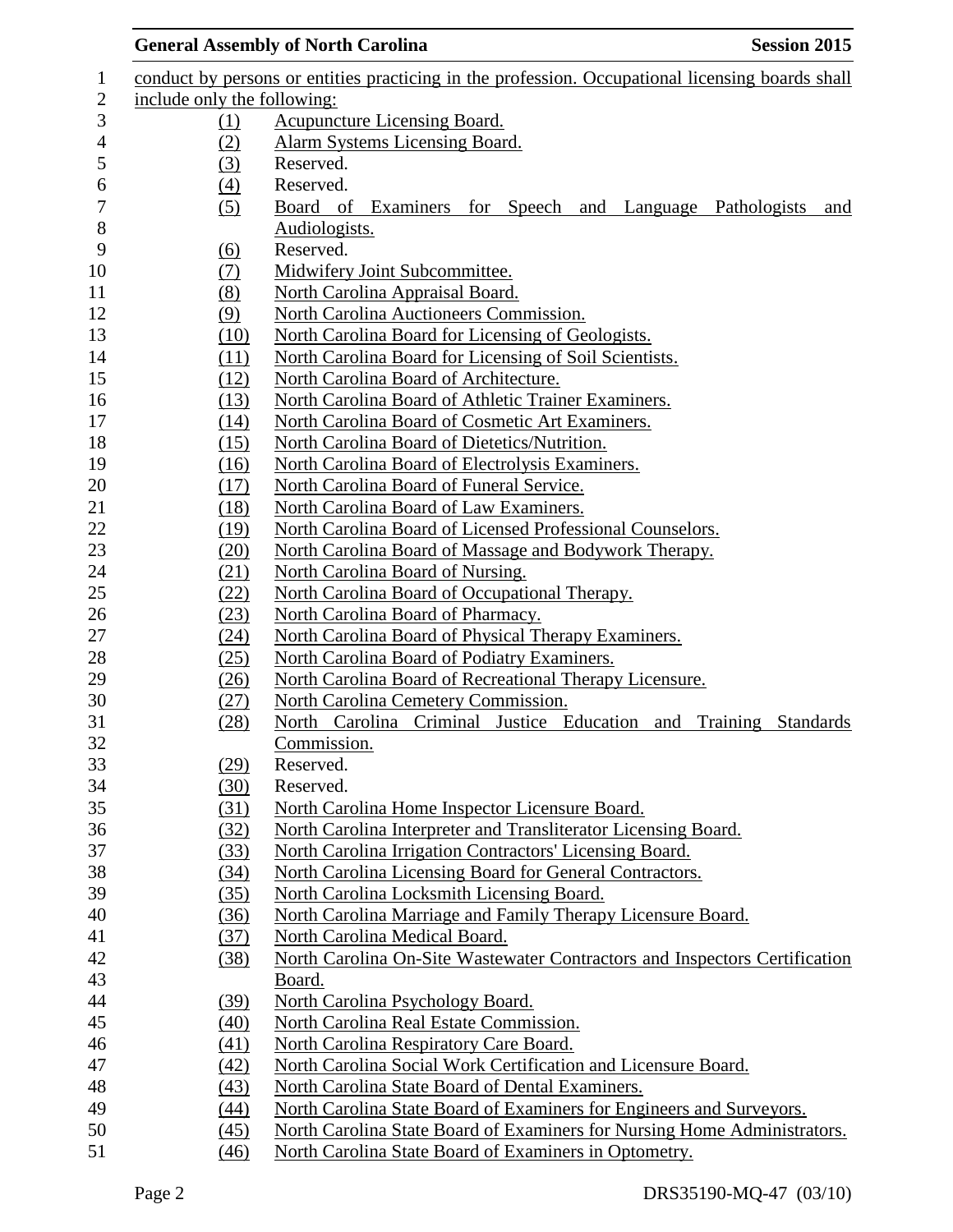conduct by persons or entities practicing in the profession. Occupational licensing boards shall include only the following:

(1) Acupuncture Licensing Board.
(2) Alarm Systems Licensing Board.
(3) Reserved.
(4) Reserved.
(5) Board of Examiners for Speech and Language Pathologists and Audiologists.
(6) Reserved.
(7) Midwifery Joint Subcommittee.
(8) North Carolina Appraisal Board.
(9) North Carolina Auctioneers Commission.
(10) North Carolina Board for Licensing of Geologists.
(11) North Carolina Board for Licensing of Soil Scientists.
(12) North Carolina Board of Architecture.
(13) North Carolina Board of Athletic Trainer Examiners.
(14) North Carolina Board of Cosmetic Art Examiners.
(15) North Carolina Board of Dietetics/Nutrition.
(16) North Carolina Board of Electrolysis Examiners.
(17) North Carolina Board of Funeral Service.
(18) North Carolina Board of Law Examiners.
(19) North Carolina Board of Licensed Professional Counselors.
(20) North Carolina Board of Massage and Bodywork Therapy.
(21) North Carolina Board of Nursing.
(22) North Carolina Board of Occupational Therapy.
(23) North Carolina Board of Pharmacy.
(24) North Carolina Board of Physical Therapy Examiners.
(25) North Carolina Board of Podiatry Examiners.
(26) North Carolina Board of Recreational Therapy Licensure.
(27) North Carolina Cemetery Commission.
(28) North Carolina Criminal Justice Education and Training Standards Commission.
(29) Reserved.
(30) Reserved.
(31) North Carolina Home Inspector Licensure Board.
(32) North Carolina Interpreter and Transliterator Licensing Board.
(33) North Carolina Irrigation Contractors' Licensing Board.
(34) North Carolina Licensing Board for General Contractors.
(35) North Carolina Locksmith Licensing Board.
(36) North Carolina Marriage and Family Therapy Licensure Board.
(37) North Carolina Medical Board.
(38) North Carolina On-Site Wastewater Contractors and Inspectors Certification Board.
(39) North Carolina Psychology Board.
(40) North Carolina Real Estate Commission.
(41) North Carolina Respiratory Care Board.
(42) North Carolina Social Work Certification and Licensure Board.
(43) North Carolina State Board of Dental Examiners.
(44) North Carolina State Board of Examiners for Engineers and Surveyors.
(45) North Carolina State Board of Examiners for Nursing Home Administrators.
(46) North Carolina State Board of Examiners in Optometry.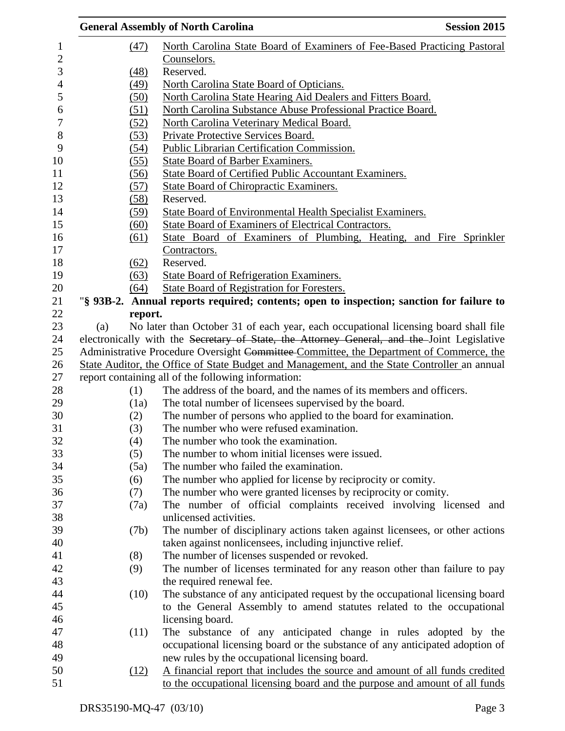(47) North Carolina State Board of Examiners of Fee-Based Practicing Pastoral Counselors.
(48) Reserved.
(49) North Carolina State Board of Opticians.
(50) North Carolina State Hearing Aid Dealers and Fitters Board.
(51) North Carolina Substance Abuse Professional Practice Board.
(52) North Carolina Veterinary Medical Board.
(53) Private Protective Services Board.
(54) Public Librarian Certification Commission.
(55) State Board of Barber Examiners.
(56) State Board of Certified Public Accountant Examiners.
(57) State Board of Chiropractic Examiners.
(58) Reserved.
(59) State Board of Environmental Health Specialist Examiners.
(60) State Board of Examiners of Electrical Contractors.
(61) State Board of Examiners of Plumbing, Heating, and Fire Sprinkler Contractors.
(62) Reserved.
(63) State Board of Refrigeration Examiners.
(64) State Board of Registration for Foresters.

"**§ 93B-2. Annual reports required; contents; open to inspection; sanction for failure to report.**

(a) No later than October 31 of each year, each occupational licensing board shall file electronically with the ~~Secretary of State, the Attorney General, and the~~ Joint Legislative Administrative Procedure Oversight ~~Committee~~ Committee, the Department of Commerce, the State Auditor, the Office of State Budget and Management, and the State Controller an annual report containing all of the following information:

(1) The address of the board, and the names of its members and officers.
(1a) The total number of licensees supervised by the board.
(2) The number of persons who applied to the board for examination.
(3) The number who were refused examination.
(4) The number who took the examination.
(5) The number to whom initial licenses were issued.
(5a) The number who failed the examination.
(6) The number who applied for license by reciprocity or comity.
(7) The number who were granted licenses by reciprocity or comity.
(7a) The number of official complaints received involving licensed and unlicensed activities.
(7b) The number of disciplinary actions taken against licensees, or other actions taken against nonlicensees, including injunctive relief.
(8) The number of licenses suspended or revoked.
(9) The number of licenses terminated for any reason other than failure to pay the required renewal fee.
(10) The substance of any anticipated request by the occupational licensing board to the General Assembly to amend statutes related to the occupational licensing board.
(11) The substance of any anticipated change in rules adopted by the occupational licensing board or the substance of any anticipated adoption of new rules by the occupational licensing board.
(12) A financial report that includes the source and amount of all funds credited to the occupational licensing board and the purpose and amount of all funds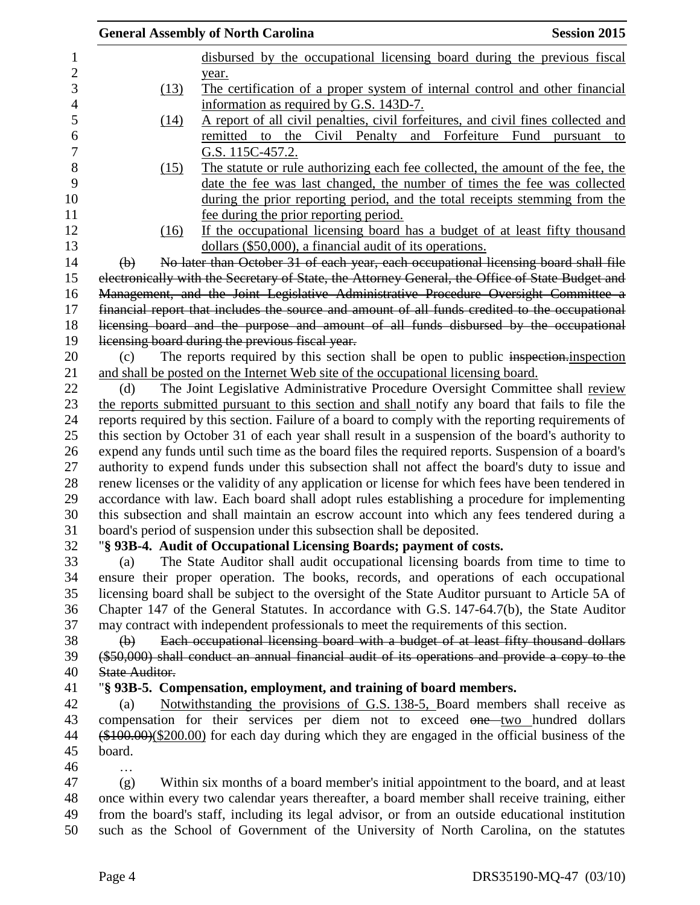disbursed by the occupational licensing board during the previous fiscal year.

(13) The certification of a proper system of internal control and other financial information as required by G.S. 143D-7.

(14) A report of all civil penalties, civil forfeitures, and civil fines collected and remitted to the Civil Penalty and Forfeiture Fund pursuant to G.S. 115C-457.2.

(15) The statute or rule authorizing each fee collected, the amount of the fee, the date the fee was last changed, the number of times the fee was collected during the prior reporting period, and the total receipts stemming from the fee during the prior reporting period.

(16) If the occupational licensing board has a budget of at least fifty thousand dollars ($50,000), a financial audit of its operations.

~~(b) No later than October 31 of each year, each occupational licensing board shall file electronically with the Secretary of State, the Attorney General, the Office of State Budget and Management, and the Joint Legislative Administrative Procedure Oversight Committee a financial report that includes the source and amount of all funds credited to the occupational licensing board and the purpose and amount of all funds disbursed by the occupational licensing board during the previous fiscal year.~~

(c) The reports required by this section shall be open to public ~~inspection.~~inspection and shall be posted on the Internet Web site of the occupational licensing board.

(d) The Joint Legislative Administrative Procedure Oversight Committee shall review the reports submitted pursuant to this section and shall notify any board that fails to file the reports required by this section. Failure of a board to comply with the reporting requirements of this section by October 31 of each year shall result in a suspension of the board's authority to expend any funds until such time as the board files the required reports. Suspension of a board's authority to expend funds under this subsection shall not affect the board's duty to issue and renew licenses or the validity of any application or license for which fees have been tendered in accordance with law. Each board shall adopt rules establishing a procedure for implementing this subsection and shall maintain an escrow account into which any fees tendered during a board's period of suspension under this subsection shall be deposited.

"**§ 93B-4. Audit of Occupational Licensing Boards; payment of costs.**

(a) The State Auditor shall audit occupational licensing boards from time to time to ensure their proper operation. The books, records, and operations of each occupational licensing board shall be subject to the oversight of the State Auditor pursuant to Article 5A of Chapter 147 of the General Statutes. In accordance with G.S. 147-64.7(b), the State Auditor may contract with independent professionals to meet the requirements of this section.

~~(b) Each occupational licensing board with a budget of at least fifty thousand dollars ($50,000) shall conduct an annual financial audit of its operations and provide a copy to the State Auditor.~~

"**§ 93B-5. Compensation, employment, and training of board members.**

(a) Notwithstanding the provisions of G.S. 138-5, Board members shall receive as compensation for their services per diem not to exceed ~~one~~ two hundred dollars ~~($100.00)~~($200.00) for each day during which they are engaged in the official business of the board.

…

(g) Within six months of a board member's initial appointment to the board, and at least once within every two calendar years thereafter, a board member shall receive training, either from the board's staff, including its legal advisor, or from an outside educational institution such as the School of Government of the University of North Carolina, on the statutes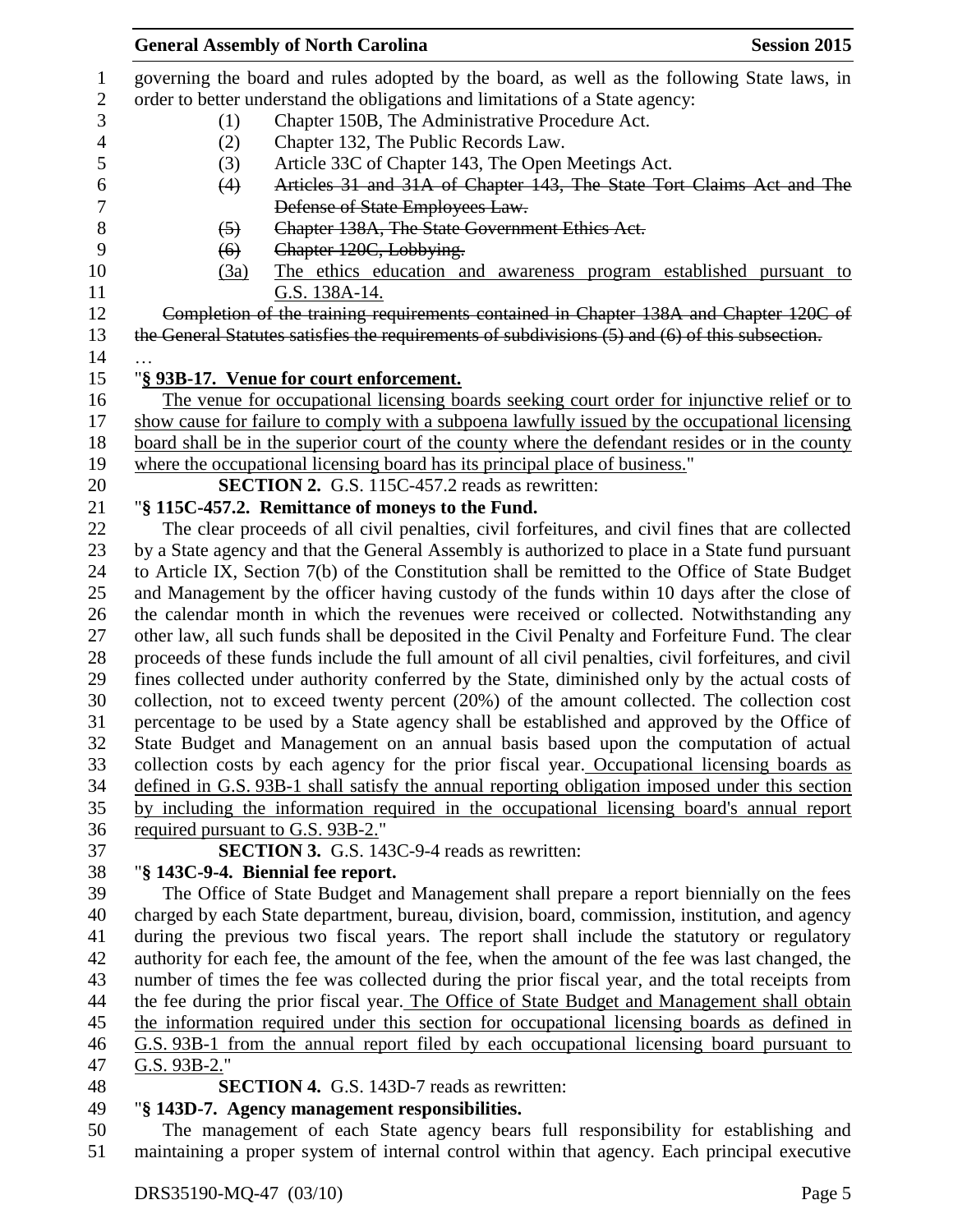governing the board and rules adopted by the board, as well as the following State laws, in order to better understand the obligations and limitations of a State agency:

(1) Chapter 150B, The Administrative Procedure Act.

(2) Chapter 132, The Public Records Law.

(3) Article 33C of Chapter 143, The Open Meetings Act.

~~(4) Articles 31 and 31A of Chapter 143, The State Tort Claims Act and The Defense of State Employees Law.~~

~~(5) Chapter 138A, The State Government Ethics Act.~~

~~(6) Chapter 120C, Lobbying.~~

<u>(3a) The ethics education and awareness program established pursuant to G.S. 138A-14.</u>

~~Completion of the training requirements contained in Chapter 138A and Chapter 120C of the General Statutes satisfies the requirements of subdivisions (5) and (6) of this subsection.~~

…

"<u>**§ 93B-17. Venue for court enforcement.**</u>

<u>The venue for occupational licensing boards seeking court order for injunctive relief or to show cause for failure to comply with a subpoena lawfully issued by the occupational licensing board shall be in the superior court of the county where the defendant resides or in the county where the occupational licensing board has its principal place of business.</u>"

**SECTION 2.** G.S. 115C-457.2 reads as rewritten:

"**§ 115C-457.2. Remittance of moneys to the Fund.**

The clear proceeds of all civil penalties, civil forfeitures, and civil fines that are collected by a State agency and that the General Assembly is authorized to place in a State fund pursuant to Article IX, Section 7(b) of the Constitution shall be remitted to the Office of State Budget and Management by the officer having custody of the funds within 10 days after the close of the calendar month in which the revenues were received or collected. Notwithstanding any other law, all such funds shall be deposited in the Civil Penalty and Forfeiture Fund. The clear proceeds of these funds include the full amount of all civil penalties, civil forfeitures, and civil fines collected under authority conferred by the State, diminished only by the actual costs of collection, not to exceed twenty percent (20%) of the amount collected. The collection cost percentage to be used by a State agency shall be established and approved by the Office of State Budget and Management on an annual basis based upon the computation of actual collection costs by each agency for the prior fiscal year. <u>Occupational licensing boards as defined in G.S. 93B-1 shall satisfy the annual reporting obligation imposed under this section by including the information required in the occupational licensing board's annual report required pursuant to G.S. 93B-2.</u>"

**SECTION 3.** G.S. 143C-9-4 reads as rewritten:

"**§ 143C-9-4. Biennial fee report.**

The Office of State Budget and Management shall prepare a report biennially on the fees charged by each State department, bureau, division, board, commission, institution, and agency during the previous two fiscal years. The report shall include the statutory or regulatory authority for each fee, the amount of the fee, when the amount of the fee was last changed, the number of times the fee was collected during the prior fiscal year, and the total receipts from the fee during the prior fiscal year. <u>The Office of State Budget and Management shall obtain the information required under this section for occupational licensing boards as defined in G.S. 93B-1 from the annual report filed by each occupational licensing board pursuant to G.S. 93B-2.</u>"

**SECTION 4.** G.S. 143D-7 reads as rewritten:

"**§ 143D-7. Agency management responsibilities.**

The management of each State agency bears full responsibility for establishing and maintaining a proper system of internal control within that agency. Each principal executive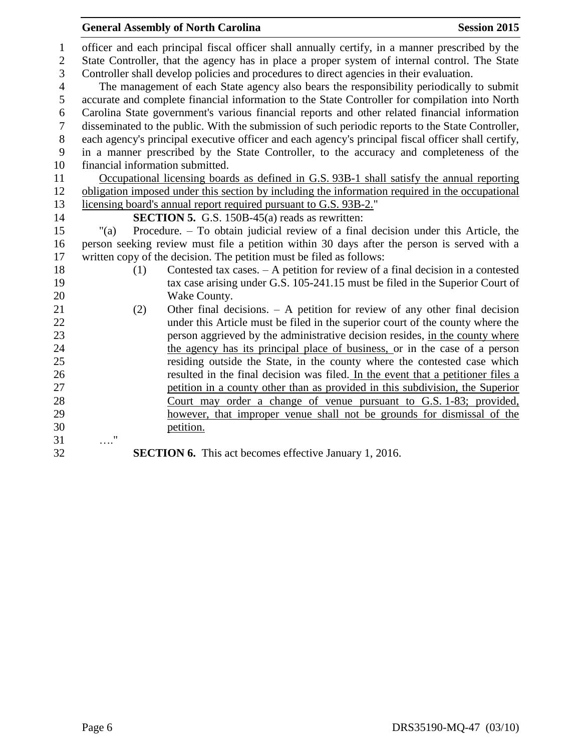officer and each principal fiscal officer shall annually certify, in a manner prescribed by the State Controller, that the agency has in place a proper system of internal control. The State Controller shall develop policies and procedures to direct agencies in their evaluation.

The management of each State agency also bears the responsibility periodically to submit accurate and complete financial information to the State Controller for compilation into North Carolina State government's various financial reports and other related financial information disseminated to the public. With the submission of such periodic reports to the State Controller, each agency's principal executive officer and each agency's principal fiscal officer shall certify, in a manner prescribed by the State Controller, to the accuracy and completeness of the financial information submitted.

<u>Occupational licensing boards as defined in G.S. 93B-1 shall satisfy the annual reporting obligation imposed under this section by including the information required in the occupational licensing board's annual report required pursuant to G.S. 93B-2.</u>"

**SECTION 5.** G.S. 150B-45(a) reads as rewritten:

"(a) Procedure. – To obtain judicial review of a final decision under this Article, the person seeking review must file a petition within 30 days after the person is served with a written copy of the decision. The petition must be filed as follows:

(1) Contested tax cases. – A petition for review of a final decision in a contested tax case arising under G.S. 105-241.15 must be filed in the Superior Court of Wake County.

(2) Other final decisions. – A petition for review of any other final decision under this Article must be filed in the superior court of the county where the person aggrieved by the administrative decision resides, <u>in the county where the agency has its principal place of business,</u> or in the case of a person residing outside the State, in the county where the contested case which resulted in the final decision was filed. <u>In the event that a petitioner files a petition in a county other than as provided in this subdivision, the Superior Court may order a change of venue pursuant to G.S. 1-83; provided, however, that improper venue shall not be grounds for dismissal of the petition.</u>

…."

**SECTION 6.** This act becomes effective January 1, 2016.